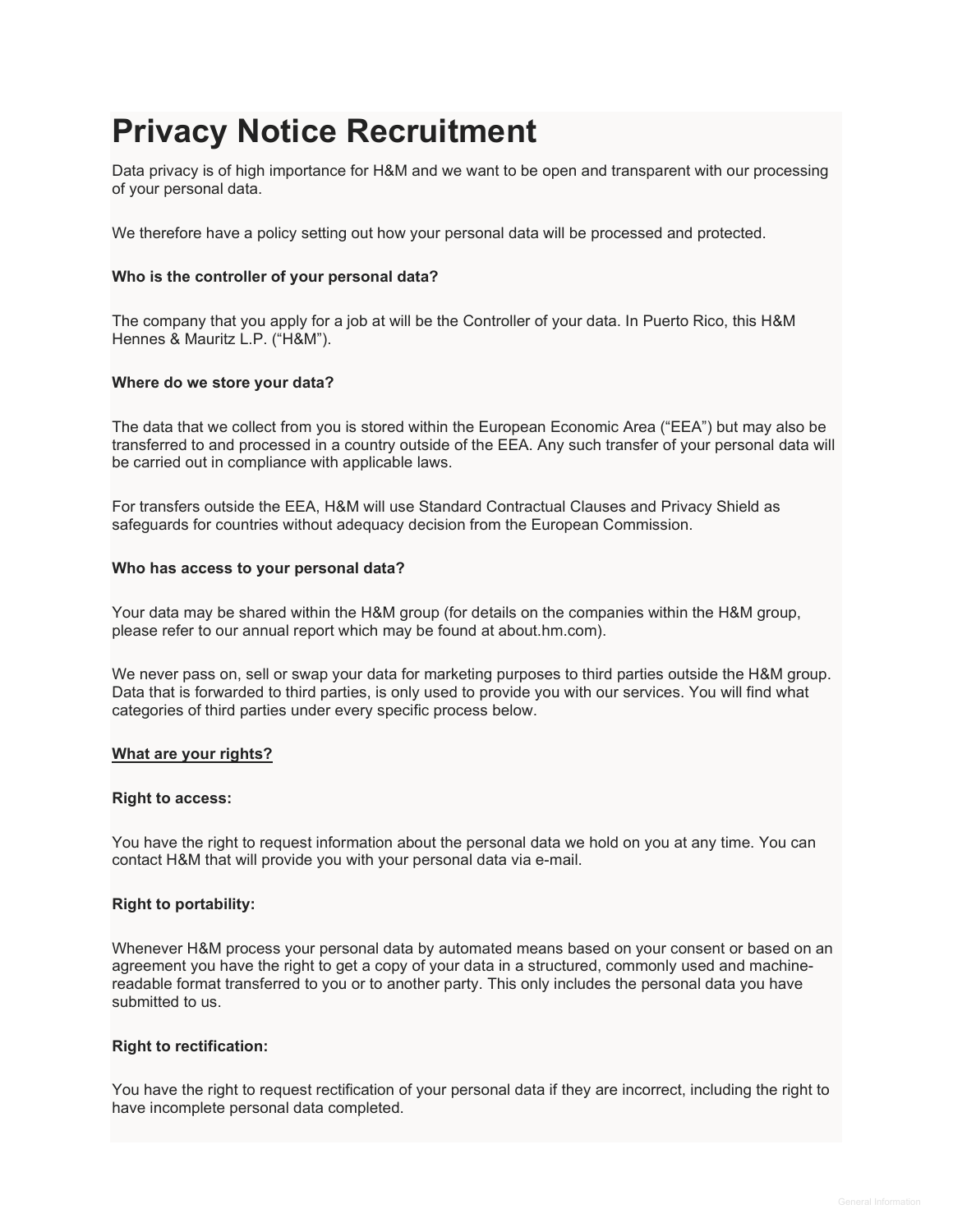# Privacy Notice Recruitment

Data privacy is of high importance for H&M and we want to be open and transparent with our processing of your personal data.

We therefore have a policy setting out how your personal data will be processed and protected.

**Who is the controller of your personal data?**

The company that you apply for a job at will be the Controller of your data. In Puerto Rico, this H&M Hennes & Mauritz L.P. ("H&M").

**Where do we store your data?**

The data that we collect from you is stored within the European Economic Area ("EEA") but may also be transferred to and processed in a country outside of the EEA. Any such transfer of your personal data will be carried out in compliance with applicable laws.

For transfers outside the EEA, H&M will use Standard Contractual Clauses and Privacy Shield as safeguards for countries without adequacy decision from the European Commission.

**Who has access to your personal data?**

Your data may be shared within the H&M group (for details on the companies within the H&M group, please refer to our annual report which may be found at about.hm.com).

We never pass on, sell or swap your data for marketing purposes to third parties outside the H&M group. Data that is forwarded to third parties, is only used to provide you with our services. You will find what categories of third parties under every specific process below.

**What are your rights?**

**Right to access:**

You have the right to request information about the personal data we hold on you at any time. You can contact H&M that will provide you with your personal data via e-mail.

**Right to portability:**

Whenever H&M process your personal data by automated means based on your consent or based on an agreement you have the right to get a copy of your data in a structured, commonly used and machine-readable format transferred to you or to another party. This only includes the personal data you have submitted to us.

**Right to rectification:**

You have the right to request rectification of your personal data if they are incorrect, including the right to have incomplete personal data completed.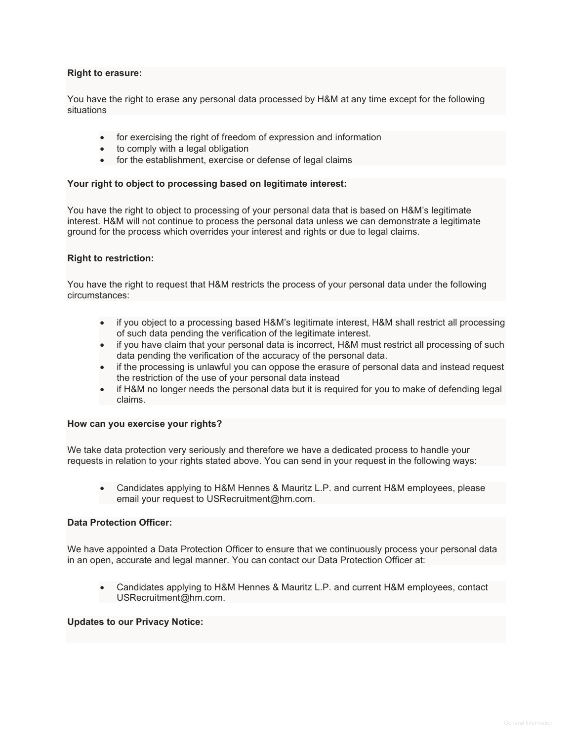**Right to erasure:**

You have the right to erase any personal data processed by H&M at any time except for the following situations

- for exercising the right of freedom of expression and information
- to comply with a legal obligation
- for the establishment, exercise or defense of legal claims

**Your right to object to processing based on legitimate interest:**

You have the right to object to processing of your personal data that is based on H&M's legitimate interest. H&M will not continue to process the personal data unless we can demonstrate a legitimate ground for the process which overrides your interest and rights or due to legal claims.

**Right to restriction:**

You have the right to request that H&M restricts the process of your personal data under the following circumstances:

- if you object to a processing based H&M's legitimate interest, H&M shall restrict all processing of such data pending the verification of the legitimate interest.
- if you have claim that your personal data is incorrect, H&M must restrict all processing of such data pending the verification of the accuracy of the personal data.
- if the processing is unlawful you can oppose the erasure of personal data and instead request the restriction of the use of your personal data instead
- if H&M no longer needs the personal data but it is required for you to make of defending legal claims.

**How can you exercise your rights?**

We take data protection very seriously and therefore we have a dedicated process to handle your requests in relation to your rights stated above. You can send in your request in the following ways:

- Candidates applying to H&M Hennes & Mauritz L.P. and current H&M employees, please email your request to USRecruitment@hm.com.

**Data Protection Officer:**

We have appointed a Data Protection Officer to ensure that we continuously process your personal data in an open, accurate and legal manner. You can contact our Data Protection Officer at:

- Candidates applying to H&M Hennes & Mauritz L.P. and current H&M employees, contact USRecruitment@hm.com.

**Updates to our Privacy Notice:**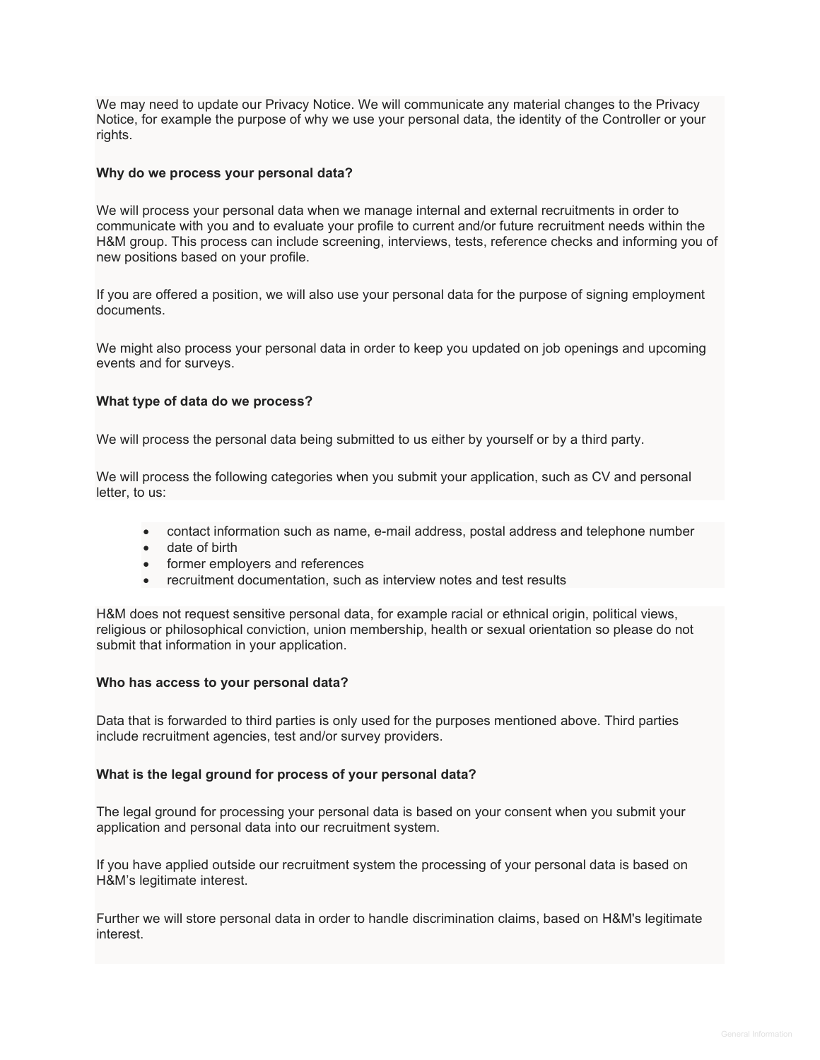We may need to update our Privacy Notice. We will communicate any material changes to the Privacy Notice, for example the purpose of why we use your personal data, the identity of the Controller or your rights.

**Why do we process your personal data?**

We will process your personal data when we manage internal and external recruitments in order to communicate with you and to evaluate your profile to current and/or future recruitment needs within the H&M group. This process can include screening, interviews, tests, reference checks and informing you of new positions based on your profile.

If you are offered a position, we will also use your personal data for the purpose of signing employment documents.

We might also process your personal data in order to keep you updated on job openings and upcoming events and for surveys.

**What type of data do we process?**

We will process the personal data being submitted to us either by yourself or by a third party.

We will process the following categories when you submit your application, such as CV and personal letter, to us:

- contact information such as name, e-mail address, postal address and telephone number
- date of birth
- former employers and references
- recruitment documentation, such as interview notes and test results

H&M does not request sensitive personal data, for example racial or ethnical origin, political views, religious or philosophical conviction, union membership, health or sexual orientation so please do not submit that information in your application.

**Who has access to your personal data?**

Data that is forwarded to third parties is only used for the purposes mentioned above. Third parties include recruitment agencies, test and/or survey providers.

**What is the legal ground for process of your personal data?**

The legal ground for processing your personal data is based on your consent when you submit your application and personal data into our recruitment system.

If you have applied outside our recruitment system the processing of your personal data is based on H&M's legitimate interest.

Further we will store personal data in order to handle discrimination claims, based on H&M's legitimate interest.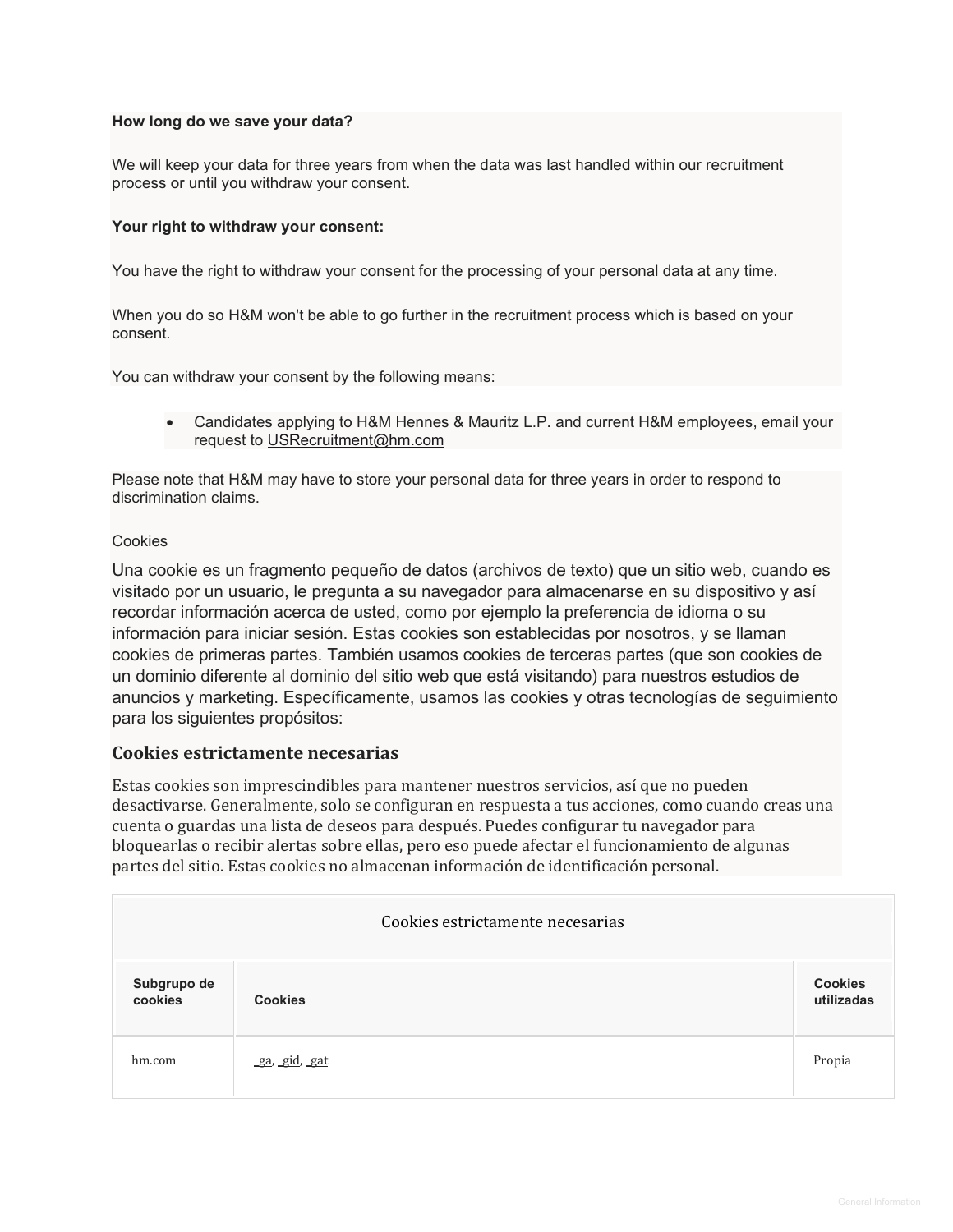**How long do we save your data?**

We will keep your data for three years from when the data was last handled within our recruitment process or until you withdraw your consent.

**Your right to withdraw your consent:**

You have the right to withdraw your consent for the processing of your personal data at any time.

When you do so H&M won't be able to go further in the recruitment process which is based on your consent.

You can withdraw your consent by the following means:

- Candidates applying to H&M Hennes & Mauritz L.P. and current H&M employees, email your request to USRecruitment@hm.com

Please note that H&M may have to store your personal data for three years in order to respond to discrimination claims.

Cookies

Una cookie es un fragmento pequeño de datos (archivos de texto) que un sitio web, cuando es visitado por un usuario, le pregunta a su navegador para almacenarse en su dispositivo y así recordar información acerca de usted, como por ejemplo la preferencia de idioma o su información para iniciar sesión. Estas cookies son establecidas por nosotros, y se llaman cookies de primeras partes. También usamos cookies de terceras partes (que son cookies de un dominio diferente al dominio del sitio web que está visitando) para nuestros estudios de anuncios y marketing. Específicamente, usamos las cookies y otras tecnologías de seguimiento para los siguientes propósitos:

## Cookies estrictamente necesarias

Estas cookies son imprescindibles para mantener nuestros servicios, así que no pueden desactivarse. Generalmente, solo se configuran en respuesta a tus acciones, como cuando creas una cuenta o guardas una lista de deseos para después. Puedes configurar tu navegador para bloquearlas o recibir alertas sobre ellas, pero eso puede afectar el funcionamiento de algunas partes del sitio. Estas cookies no almacenan información de identificación personal.

| Cookies estrictamente necesarias | | |
|---|---|---|
| **Subgrupo de cookies** | **Cookies** | **Cookies utilizadas** |
| hm.com | _ga, _gid, _gat | Propia |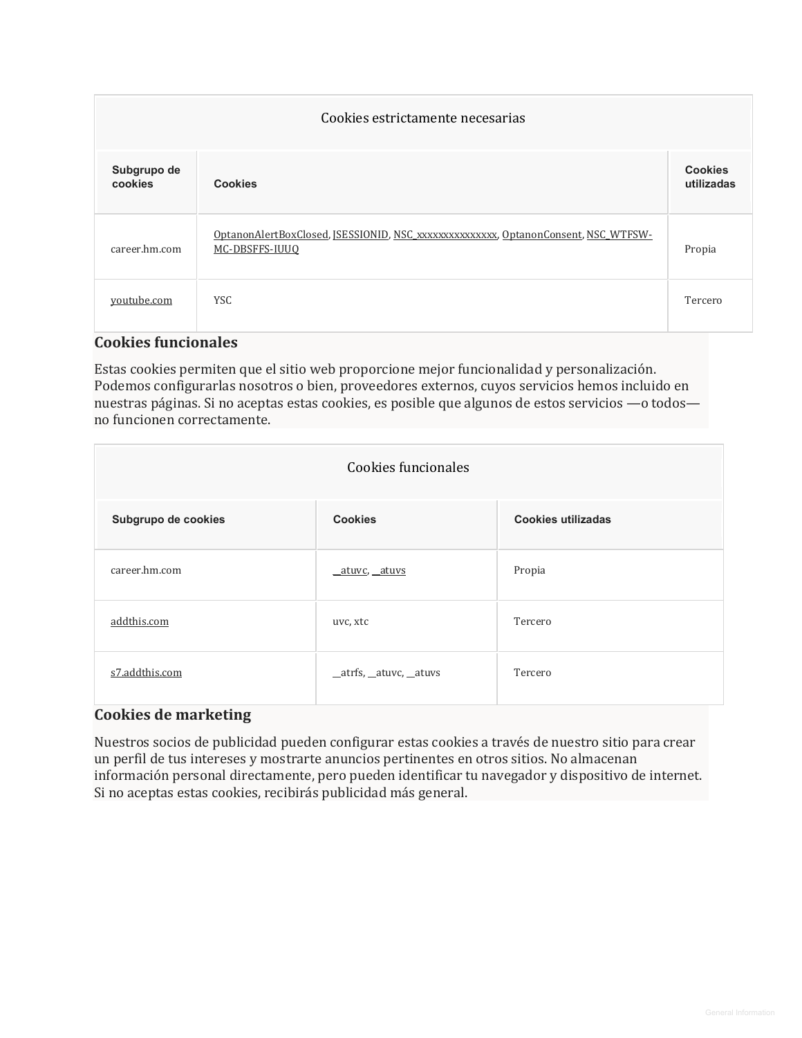| Cookies estrictamente necesarias | | |
|---|---|---|
| **Subgrupo de cookies** | **Cookies** | **Cookies utilizadas** |
| career.hm.com | OptanonAlertBoxClosed, JSESSIONID, NSC_xxxxxxxxxxxxxxx, OptanonConsent, NSC_WTFSW-MC-DBSFFS-IUUQ | Propia |
| youtube.com | YSC | Tercero |

## Cookies funcionales

Estas cookies permiten que el sitio web proporcione mejor funcionalidad y personalización. Podemos configurarlas nosotros o bien, proveedores externos, cuyos servicios hemos incluido en nuestras páginas. Si no aceptas estas cookies, es posible que algunos de estos servicios —o todos— no funcionen correctamente.

| Cookies funcionales | | |
|---|---|---|
| **Subgrupo de cookies** | **Cookies** | **Cookies utilizadas** |
| career.hm.com | __atuvc, __atuvs | Propia |
| addthis.com | uvc, xtc | Tercero |
| s7.addthis.com | __atrfs, __atuvc, __atuvs | Tercero |

## Cookies de marketing

Nuestros socios de publicidad pueden configurar estas cookies a través de nuestro sitio para crear un perfil de tus intereses y mostrarte anuncios pertinentes en otros sitios. No almacenan información personal directamente, pero pueden identificar tu navegador y dispositivo de internet. Si no aceptas estas cookies, recibirás publicidad más general.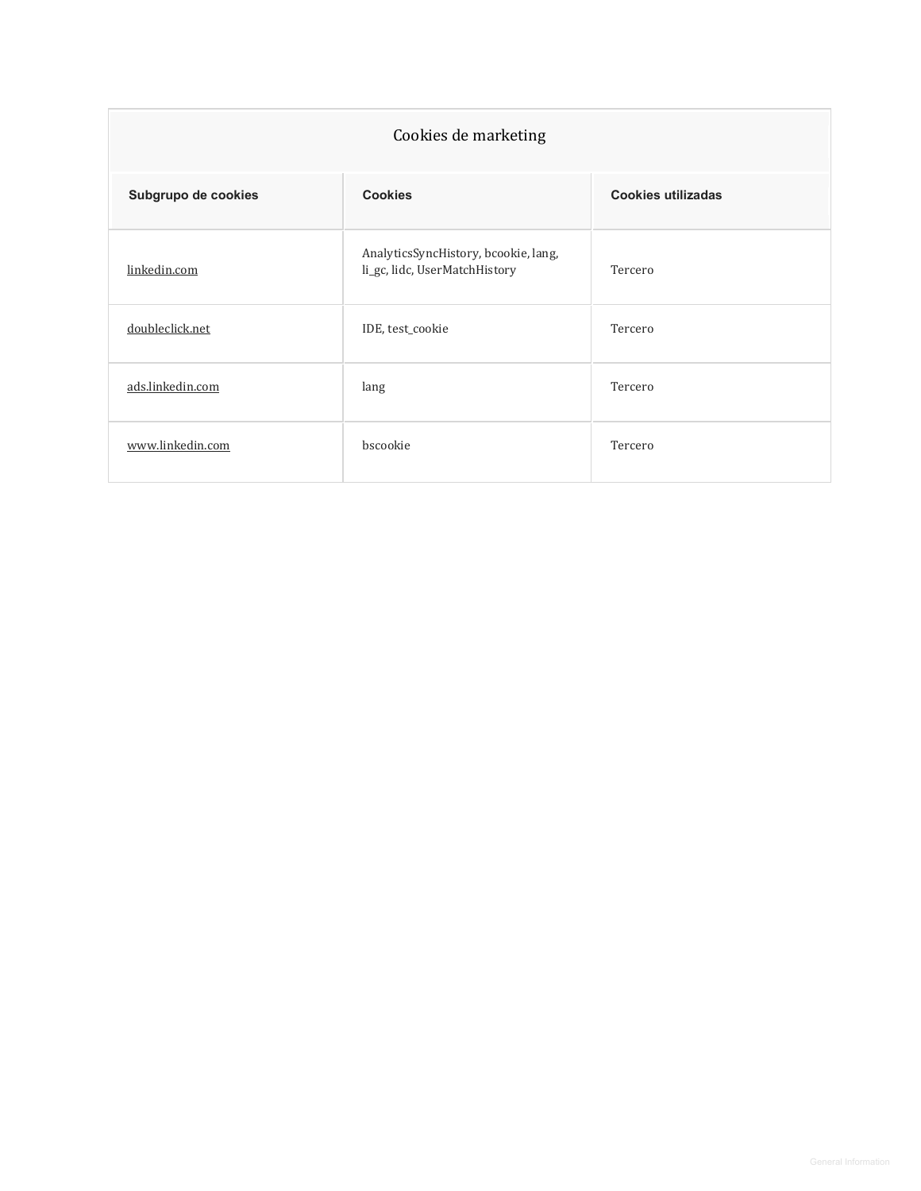| Cookies de marketing | | |
| --- | --- | --- |
| **Subgrupo de cookies** | **Cookies** | **Cookies utilizadas** |
| linkedin.com | AnalyticsSyncHistory, bcookie, lang, li_gc, lidc, UserMatchHistory | Tercero |
| doubleclick.net | IDE, test_cookie | Tercero |
| ads.linkedin.com | lang | Tercero |
| www.linkedin.com | bscookie | Tercero |